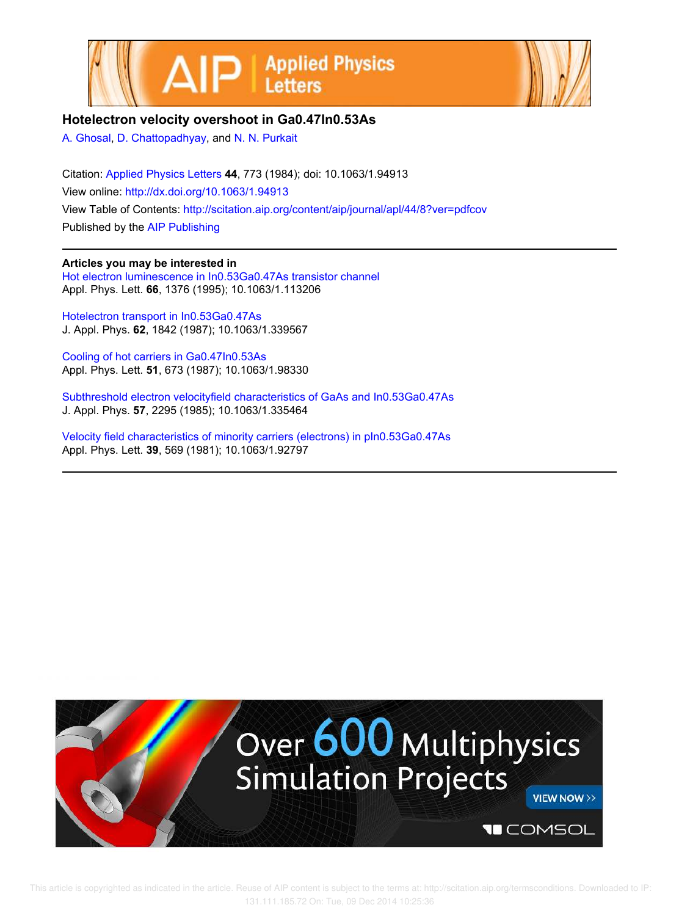# Hotelectron velocity overshoot in Ga0.47In0.53As

A. Ghosal, D. Chattopadhyay, and N. N. Purkait

Citation: Applied Physics Letters **44**, 773 (1984); doi: 10.1063/1.94913
View online: http://dx.doi.org/10.1063/1.94913
View Table of Contents: http://scitation.aip.org/content/aip/journal/apl/44/8?ver=pdfcov
Published by the AIP Publishing

---

**Articles you may be interested in**

Hot electron luminescence in In0.53Ga0.47As transistor channel
Appl. Phys. Lett. **66**, 1376 (1995); 10.1063/1.113206

Hotelectron transport in In0.53Ga0.47As
J. Appl. Phys. **62**, 1842 (1987); 10.1063/1.339567

Cooling of hot carriers in Ga0.47In0.53As
Appl. Phys. Lett. **51**, 673 (1987); 10.1063/1.98330

Subthreshold electron velocityfield characteristics of GaAs and In0.53Ga0.47As
J. Appl. Phys. **57**, 2295 (1985); 10.1063/1.335464

Velocity field characteristics of minority carriers (electrons) in pIn0.53Ga0.47As
Appl. Phys. Lett. **39**, 569 (1981); 10.1063/1.92797

---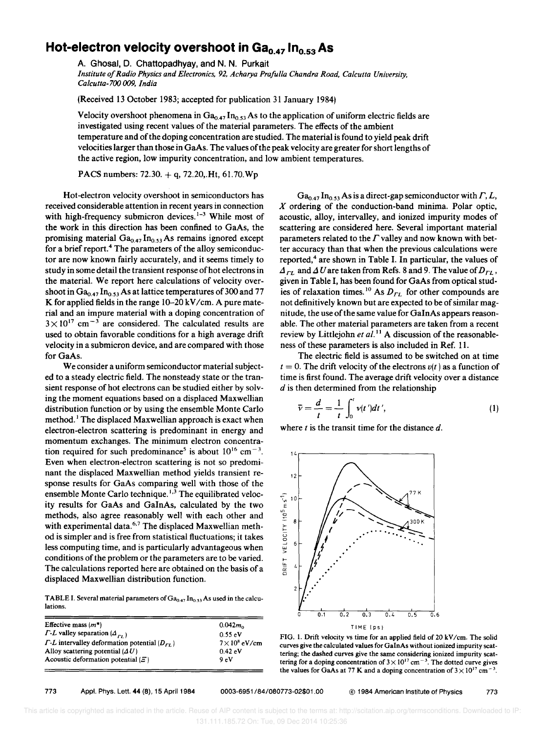# Hot-electron velocity overshoot in $Ga_{0.47}In_{0.53}As$

A. Ghosal, D. Chattopadhyay, and N. N. Purkait

*Institute of Radio Physics and Electronics, 92, Acharya Prafulla Chandra Road, Calcutta University, Calcutta-700 009, India*

(Received 13 October 1983; accepted for publication 31 January 1984)

Velocity overshoot phenomena in $Ga_{0.47}In_{0.53}As$ to the application of uniform electric fields are investigated using recent values of the material parameters. The effects of the ambient temperature and of the doping concentration are studied. The material is found to yield peak drift velocities larger than those in GaAs. The values of the peak velocity are greater for short lengths of the active region, low impurity concentration, and low ambient temperatures.

PACS numbers: 72.30. + q, 72.20,.Ht, 61.70.Wp

Hot-electron velocity overshoot in semiconductors has received considerable attention in recent years in connection with high-frequency submicron devices.[1-3] While most of the work in this direction has been confined to GaAs, the promising material $Ga_{0.47}In_{0.53}As$ remains ignored except for a brief report.[4] The parameters of the alloy semiconductor are now known fairly accurately, and it seems timely to study in some detail the transient response of hot electrons in the material. We report here calculations of velocity overshoot in $Ga_{0.47}In_{0.53}As$ at lattice temperatures of 300 and 77 K for applied fields in the range 10–20 kV/cm. A pure material and an impure material with a doping concentration of $3\times10^{17}$ cm$^{-3}$ are considered. The calculated results are used to obtain favorable conditions for a high average drift velocity in a submicron device, and are compared with those for GaAs.

We consider a uniform semiconductor material subjected to a steady electric field. The nonsteady state or the transient response of hot electrons can be studied either by solving the moment equations based on a displaced Maxwellian distribution function or by using the ensemble Monte Carlo method.[1] The displaced Maxwellian approach is exact when electron-electron scattering is predominant in energy and momentum exchanges. The minimum electron concentration required for such predominance[5] is about $10^{16}$ cm$^{-3}$. Even when electron-electron scattering is not so predominant the displaced Maxwellian method yields transient response results for GaAs comparing well with those of the ensemble Monte Carlo technique.[1,3] The equilibrated velocity results for GaAs and GaInAs, calculated by the two methods, also agree reasonably well with each other and with experimental data.[6,7] The displaced Maxwellian method is simpler and is free from statistical fluctuations; it takes less computing time, and is particularly advantageous when conditions of the problem or the parameters are to be varied. The calculations reported here are obtained on the basis of a displaced Maxwellian distribution function.

TABLE I. Several material parameters of $Ga_{0.47}In_{0.53}As$ used in the calculations.

| Parameter | Value |
|---|---|
| Effective mass ($m^*$) | $0.042m_0$ |
| $\Gamma$-$L$ valley separation ($\Delta_{\Gamma L}$) | 0.55 eV |
| $\Gamma$-$L$ intervalley deformation potential ($D_{\Gamma L}$) | $7\times10^8$ eV/cm |
| Alloy scattering potential ($\Delta U$) | 0.42 eV |
| Acoustic deformation potential ($\Xi$) | 9 eV |

$Ga_{0.47}In_{0.53}As$ is a direct-gap semiconductor with $\Gamma$, $L$, $X$ ordering of the conduction-band minima. Polar optic, acoustic, alloy, intervalley, and ionized impurity modes of scattering are considered here. Several important material parameters related to the $\Gamma$ valley and now known with better accuracy than that when the previous calculations were reported,[4] are shown in Table I. In particular, the values of $\Delta_{\Gamma L}$ and $\Delta U$ are taken from Refs. 8 and 9. The value of $D_{\Gamma L}$, given in Table I, has been found for GaAs from optical studies of relaxation times.[10] As $D_{\Gamma L}$ for other compounds are not definitively known but are expected to be of similar magnitude, the use of the same value for GaInAs appears reasonable. The other material parameters are taken from a recent review by Littlejohn *et al.*[11] A discussion of the reasonableness of these parameters is also included in Ref. 11.

The electric field is assumed to be switched on at time $t = 0$. The drift velocity of the electrons $v(t)$ as a function of time is first found. The average drift velocity over a distance $d$ is then determined from the relationship

$$\bar{v} = \frac{d}{t} = \frac{1}{t}\int_0^t v(t')dt', \tag{1}$$

where $t$ is the transit time for the distance $d$.

FIG. 1. Drift velocity vs time for an applied field of 20 kV/cm. The solid curves give the calculated values for GaInAs without ionized impurity scattering; the dashed curves give the same considering ionized impurity scattering for a doping concentration of $3\times10^{17}$ cm$^{-3}$. The dotted curve gives the values for GaAs at 77 K and a doping concentration of $3\times10^{17}$ cm$^{-3}$.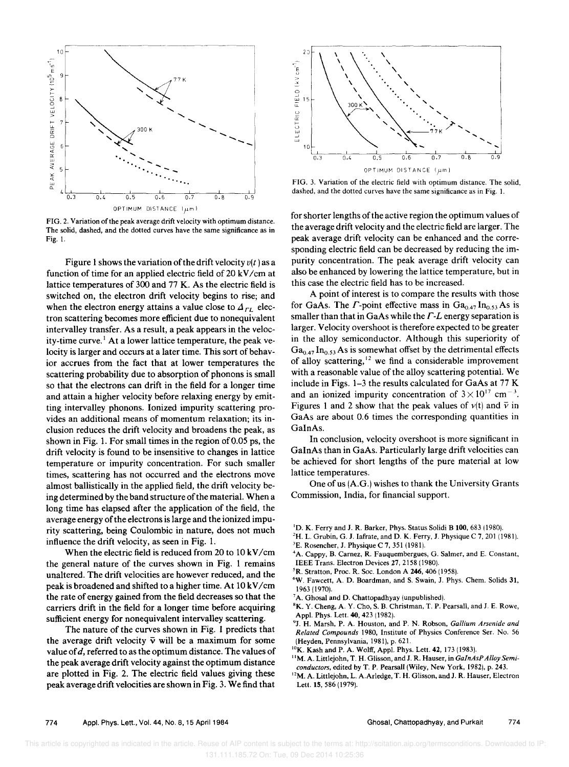PEAK AVERAGE DRIFT VELOCITY ($10^5$ m s$^{-1}$)

10

9

8

7

6

5

4

77 K

300 K

0.3 0.4 0.5 0.6 0.7 0.8 0.9

OPTIMUM DISTANCE (μm)

FIG. 2. Variation of the peak average drift velocity with optimum distance. The solid, dashed, and the dotted curves have the same significance as in Fig. 1.

ELECTRIC FIELD (kV cm$^{-1}$)

20

15

10

300 K

77 K

0.3 0.4 0.5 0.6 0.7 0.8 0.9

OPTIMUM DISTANCE (μm)

FIG. 3. Variation of the electric field with optimum distance. The solid, dashed, and the dotted curves have the same significance as in Fig. 1.

Figure 1 shows the variation of the drift velocity $v(t)$ as a function of time for an applied electric field of 20 kV/cm at lattice temperatures of 300 and 77 K. As the electric field is switched on, the electron drift velocity begins to rise; and when the electron energy attains a value close to $\Delta_{\Gamma L}$ electron scattering becomes more efficient due to nonequivalent intervalley transfer. As a result, a peak appears in the velocity-time curve.[1] At a lower lattice temperature, the peak velocity is larger and occurs at a later time. This sort of behavior accrues from the fact that at lower temperatures the scattering probability due to absorption of phonons is small so that the electrons can drift in the field for a longer time and attain a higher velocity before relaxing energy by emitting intervalley phonons. Ionized impurity scattering provides an additional means of momentum relaxation; its inclusion reduces the drift velocity and broadens the peak, as shown in Fig. 1. For small times in the region of 0.05 ps, the drift velocity is found to be insensitive to changes in lattice temperature or impurity concentration. For such smaller times, scattering has not occurred and the electrons move almost ballistically in the applied field, the drift velocity being determined by the band structure of the material. When a long time has elapsed after the application of the field, the average energy of the electrons is large and the ionized impurity scattering, being Coulombic in nature, does not much influence the drift velocity, as seen in Fig. 1.

When the electric field is reduced from 20 to 10 kV/cm the general nature of the curves shown in Fig. 1 remains unaltered. The drift velocities are however reduced, and the peak is broadened and shifted to a higher time. At 10 kV/cm the rate of energy gained from the field decreases so that the carriers drift in the field for a longer time before acquiring sufficient energy for nonequivalent intervalley scattering.

The nature of the curves shown in Fig. 1 predicts that the average drift velocity $\bar{v}$ will be a maximum for some value of $d$, referred to as the optimum distance. The values of the peak average drift velocity against the optimum distance are plotted in Fig. 2. The electric field values giving these peak average drift velocities are shown in Fig. 3. We find that for shorter lengths of the active region the optimum values of the average drift velocity and the electric field are larger. The peak average drift velocity can be enhanced and the corresponding electric field can be decreased by reducing the impurity concentration. The peak average drift velocity can also be enhanced by lowering the lattice temperature, but in this case the electric field has to be increased.

A point of interest is to compare the results with those for GaAs. The $\Gamma$-point effective mass in $Ga_{0.47}In_{0.53}As$ is smaller than that in GaAs while the $\Gamma$-$L$ energy separation is larger. Velocity overshoot is therefore expected to be greater in the alloy semiconductor. Although this superiority of $Ga_{0.47}In_{0.53}As$ is somewhat offset by the detrimental effects of alloy scattering,[12] we find a considerable improvement with a reasonable value of the alloy scattering potential. We include in Figs. 1–3 the results calculated for GaAs at 77 K and an ionized impurity concentration of $3\times10^{17}$ cm$^{-3}$. Figures 1 and 2 show that the peak values of $v(t)$ and $\bar{v}$ in GaAs are about 0.6 times the corresponding quantities in GaInAs.

In conclusion, velocity overshoot is more significant in GaInAs than in GaAs. Particularly large drift velocities can be achieved for short lengths of the pure material at low lattice temperatures.

One of us (A.G.) wishes to thank the University Grants Commission, India, for financial support.

[1] D. K. Ferry and J. R. Barker, Phys. Status Solidi B **100**, 683 (1980).
[2] H. L. Grubin, G. J. Iafrate, and D. K. Ferry, J. Physique C **7**, 201 (1981).
[3] E. Rosencher, J. Physique C **7**, 351 (1981).
[4] A. Cappy, B. Carnez, R. Fauquembergues, G. Salmer, and E. Constant, IEEE Trans. Electron Devices **27**, 2158 (1980).
[5] R. Stratton, Proc. R. Soc. London A **246**, 406 (1958).
[6] W. Fawcett, A. D. Boardman, and S. Swain, J. Phys. Chem. Solids **31**, 1963 (1970).
[7] A. Ghosal and D. Chattopadhyay (unpublished).
[8] K. Y. Cheng, A. Y. Cho, S. B. Christman, T. P. Pearsall, and J. E. Rowe, Appl. Phys. Lett. **40**, 423 (1982).
[9] J. H. Marsh, P. A. Houston, and P. N. Robson, *Gallium Arsenide and Related Compounds* 1980, Institute of Physics Conference Ser. No. 56 (Heyden, Pennsylvania, 1981), p. 621.
[10] K. Kash and P. A. Wolff, Appl. Phys. Lett. **42**, 173 (1983).
[11] M. A. Littlejohn, T. H. Glisson, and J. R. Hauser, in *GaInAsP Alloy Semiconductors*, edited by T. P. Pearsall (Wiley, New York, 1982), p. 243.
[12] M. A. Littlejohn, L. A. Arledge, T. H. Glisson, and J. R. Hauser, Electron Lett. **15**, 586 (1979).